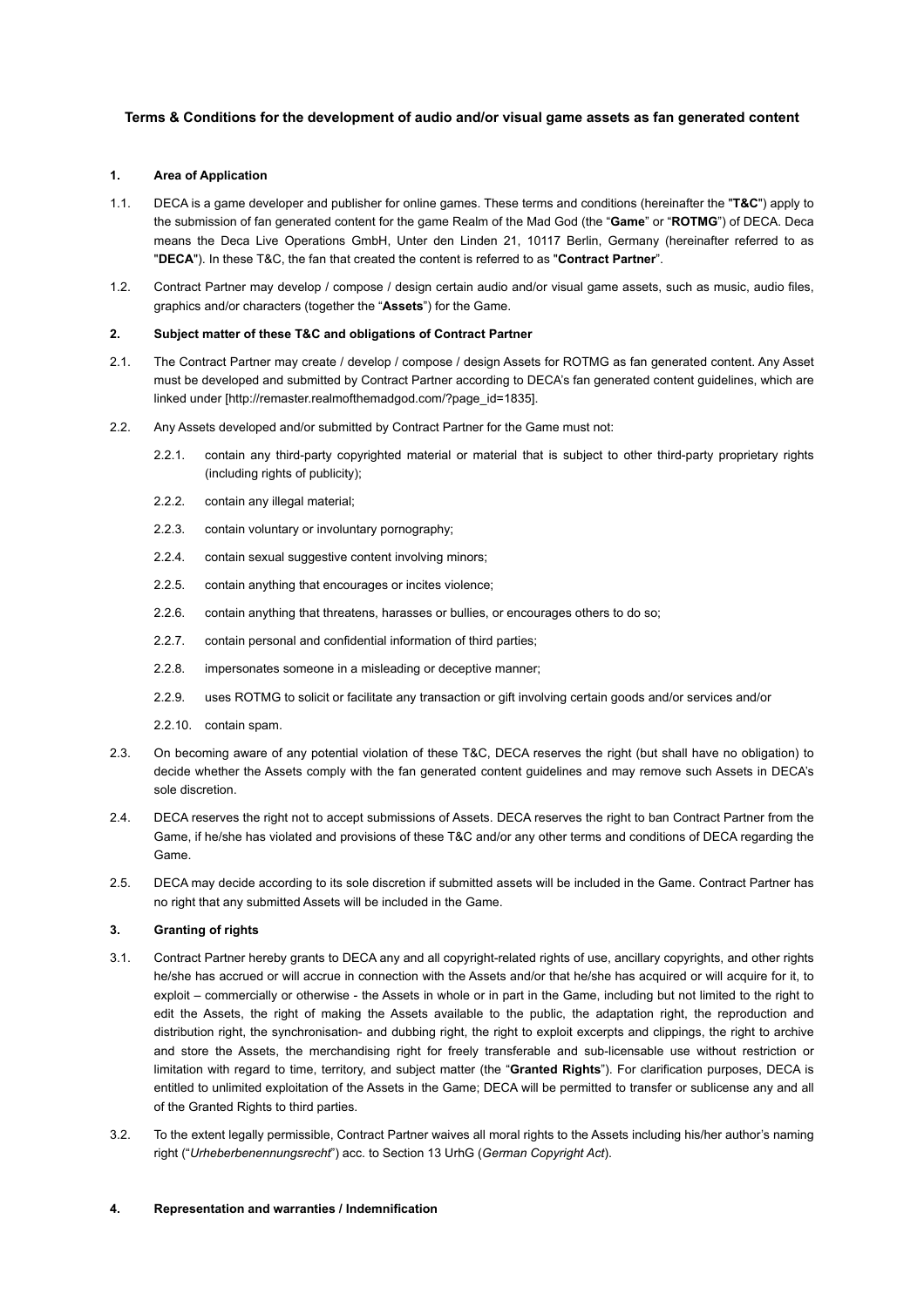**Terms & Conditions for the development of audio and/or visual game assets as fan generated content**

**1. Area of Application**

1.1. DECA is a game developer and publisher for online games. These terms and conditions (hereinafter the "**T&C**") apply to the submission of fan generated content for the game Realm of the Mad God (the "**Game**" or "**ROTMG**") of DECA. Deca means the Deca Live Operations GmbH, Unter den Linden 21, 10117 Berlin, Germany (hereinafter referred to as "**DECA**"). In these T&C, the fan that created the content is referred to as "**Contract Partner**".

1.2. Contract Partner may develop / compose / design certain audio and/or visual game assets, such as music, audio files, graphics and/or characters (together the "**Assets**") for the Game.

**2. Subject matter of these T&C and obligations of Contract Partner**

2.1. The Contract Partner may create / develop / compose / design Assets for ROTMG as fan generated content. Any Asset must be developed and submitted by Contract Partner according to DECA's fan generated content guidelines, which are linked under [http://remaster.realmofthemadgod.com/?page_id=1835].

2.2. Any Assets developed and/or submitted by Contract Partner for the Game must not:

2.2.1. contain any third-party copyrighted material or material that is subject to other third-party proprietary rights (including rights of publicity);

2.2.2. contain any illegal material;

2.2.3. contain voluntary or involuntary pornography;

2.2.4. contain sexual suggestive content involving minors;

2.2.5. contain anything that encourages or incites violence;

2.2.6. contain anything that threatens, harasses or bullies, or encourages others to do so;

2.2.7. contain personal and confidential information of third parties;

2.2.8. impersonates someone in a misleading or deceptive manner;

2.2.9. uses ROTMG to solicit or facilitate any transaction or gift involving certain goods and/or services and/or

2.2.10. contain spam.

2.3. On becoming aware of any potential violation of these T&C, DECA reserves the right (but shall have no obligation) to decide whether the Assets comply with the fan generated content guidelines and may remove such Assets in DECA's sole discretion.

2.4. DECA reserves the right not to accept submissions of Assets. DECA reserves the right to ban Contract Partner from the Game, if he/she has violated and provisions of these T&C and/or any other terms and conditions of DECA regarding the Game.

2.5. DECA may decide according to its sole discretion if submitted assets will be included in the Game. Contract Partner has no right that any submitted Assets will be included in the Game.

**3. Granting of rights**

3.1. Contract Partner hereby grants to DECA any and all copyright-related rights of use, ancillary copyrights, and other rights he/she has accrued or will accrue in connection with the Assets and/or that he/she has acquired or will acquire for it, to exploit – commercially or otherwise - the Assets in whole or in part in the Game, including but not limited to the right to edit the Assets, the right of making the Assets available to the public, the adaptation right, the reproduction and distribution right, the synchronisation- and dubbing right, the right to exploit excerpts and clippings, the right to archive and store the Assets, the merchandising right for freely transferable and sub-licensable use without restriction or limitation with regard to time, territory, and subject matter (the "**Granted Rights**"). For clarification purposes, DECA is entitled to unlimited exploitation of the Assets in the Game; DECA will be permitted to transfer or sublicense any and all of the Granted Rights to third parties.

3.2. To the extent legally permissible, Contract Partner waives all moral rights to the Assets including his/her author's naming right ("*Urheberbenennungsrecht*") acc. to Section 13 UrhG (*German Copyright Act*).

**4. Representation and warranties / Indemnification**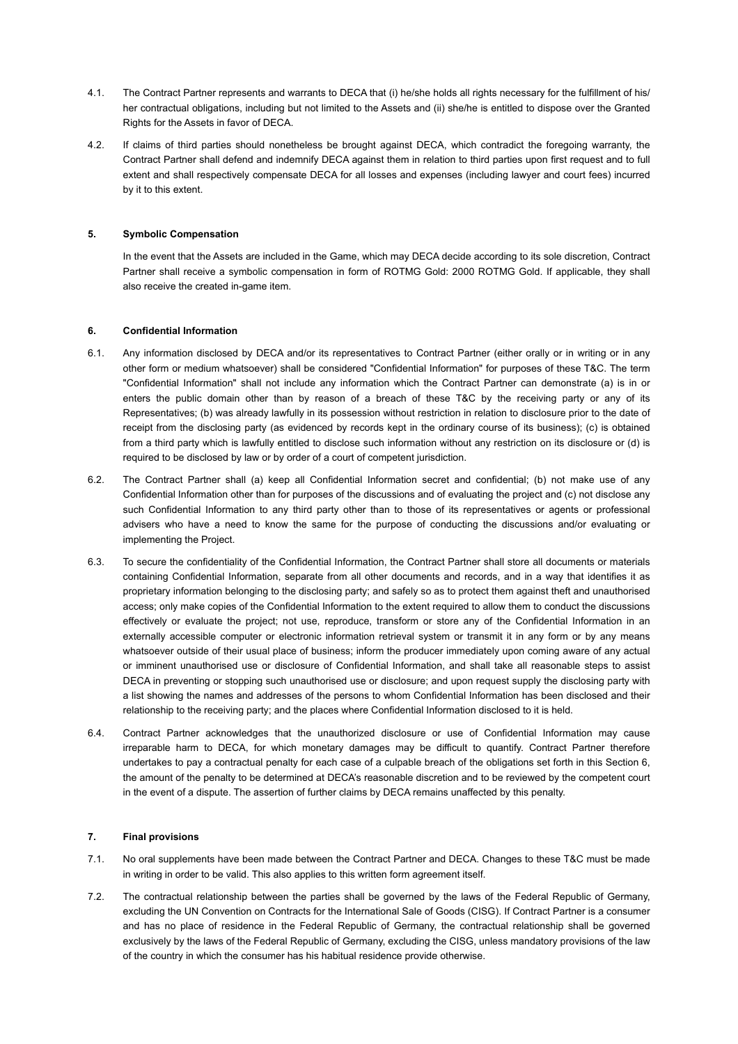4.1. The Contract Partner represents and warrants to DECA that (i) he/she holds all rights necessary for the fulfillment of his/her contractual obligations, including but not limited to the Assets and (ii) she/he is entitled to dispose over the Granted Rights for the Assets in favor of DECA.

4.2. If claims of third parties should nonetheless be brought against DECA, which contradict the foregoing warranty, the Contract Partner shall defend and indemnify DECA against them in relation to third parties upon first request and to full extent and shall respectively compensate DECA for all losses and expenses (including lawyer and court fees) incurred by it to this extent.

### 5. Symbolic Compensation

In the event that the Assets are included in the Game, which may DECA decide according to its sole discretion, Contract Partner shall receive a symbolic compensation in form of ROTMG Gold: 2000 ROTMG Gold. If applicable, they shall also receive the created in-game item.

### 6. Confidential Information

6.1. Any information disclosed by DECA and/or its representatives to Contract Partner (either orally or in writing or in any other form or medium whatsoever) shall be considered "Confidential Information" for purposes of these T&C. The term "Confidential Information" shall not include any information which the Contract Partner can demonstrate (a) is in or enters the public domain other than by reason of a breach of these T&C by the receiving party or any of its Representatives; (b) was already lawfully in its possession without restriction in relation to disclosure prior to the date of receipt from the disclosing party (as evidenced by records kept in the ordinary course of its business); (c) is obtained from a third party which is lawfully entitled to disclose such information without any restriction on its disclosure or (d) is required to be disclosed by law or by order of a court of competent jurisdiction.

6.2. The Contract Partner shall (a) keep all Confidential Information secret and confidential; (b) not make use of any Confidential Information other than for purposes of the discussions and of evaluating the project and (c) not disclose any such Confidential Information to any third party other than to those of its representatives or agents or professional advisers who have a need to know the same for the purpose of conducting the discussions and/or evaluating or implementing the Project.

6.3. To secure the confidentiality of the Confidential Information, the Contract Partner shall store all documents or materials containing Confidential Information, separate from all other documents and records, and in a way that identifies it as proprietary information belonging to the disclosing party; and safely so as to protect them against theft and unauthorised access; only make copies of the Confidential Information to the extent required to allow them to conduct the discussions effectively or evaluate the project; not use, reproduce, transform or store any of the Confidential Information in an externally accessible computer or electronic information retrieval system or transmit it in any form or by any means whatsoever outside of their usual place of business; inform the producer immediately upon coming aware of any actual or imminent unauthorised use or disclosure of Confidential Information, and shall take all reasonable steps to assist DECA in preventing or stopping such unauthorised use or disclosure; and upon request supply the disclosing party with a list showing the names and addresses of the persons to whom Confidential Information has been disclosed and their relationship to the receiving party; and the places where Confidential Information disclosed to it is held.

6.4. Contract Partner acknowledges that the unauthorized disclosure or use of Confidential Information may cause irreparable harm to DECA, for which monetary damages may be difficult to quantify. Contract Partner therefore undertakes to pay a contractual penalty for each case of a culpable breach of the obligations set forth in this Section 6, the amount of the penalty to be determined at DECA's reasonable discretion and to be reviewed by the competent court in the event of a dispute. The assertion of further claims by DECA remains unaffected by this penalty.

### 7. Final provisions

7.1. No oral supplements have been made between the Contract Partner and DECA. Changes to these T&C must be made in writing in order to be valid. This also applies to this written form agreement itself.

7.2. The contractual relationship between the parties shall be governed by the laws of the Federal Republic of Germany, excluding the UN Convention on Contracts for the International Sale of Goods (CISG). If Contract Partner is a consumer and has no place of residence in the Federal Republic of Germany, the contractual relationship shall be governed exclusively by the laws of the Federal Republic of Germany, excluding the CISG, unless mandatory provisions of the law of the country in which the consumer has his habitual residence provide otherwise.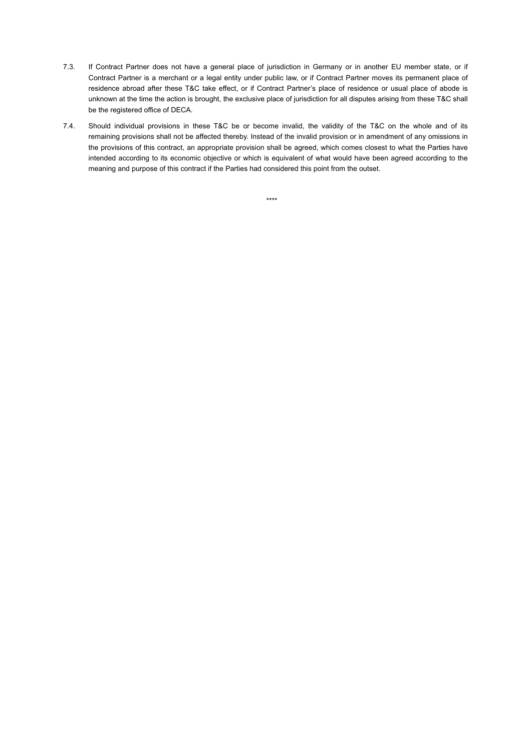7.3. If Contract Partner does not have a general place of jurisdiction in Germany or in another EU member state, or if Contract Partner is a merchant or a legal entity under public law, or if Contract Partner moves its permanent place of residence abroad after these T&C take effect, or if Contract Partner's place of residence or usual place of abode is unknown at the time the action is brought, the exclusive place of jurisdiction for all disputes arising from these T&C shall be the registered office of DECA.

7.4. Should individual provisions in these T&C be or become invalid, the validity of the T&C on the whole and of its remaining provisions shall not be affected thereby. Instead of the invalid provision or in amendment of any omissions in the provisions of this contract, an appropriate provision shall be agreed, which comes closest to what the Parties have intended according to its economic objective or which is equivalent of what would have been agreed according to the meaning and purpose of this contract if the Parties had considered this point from the outset.

****